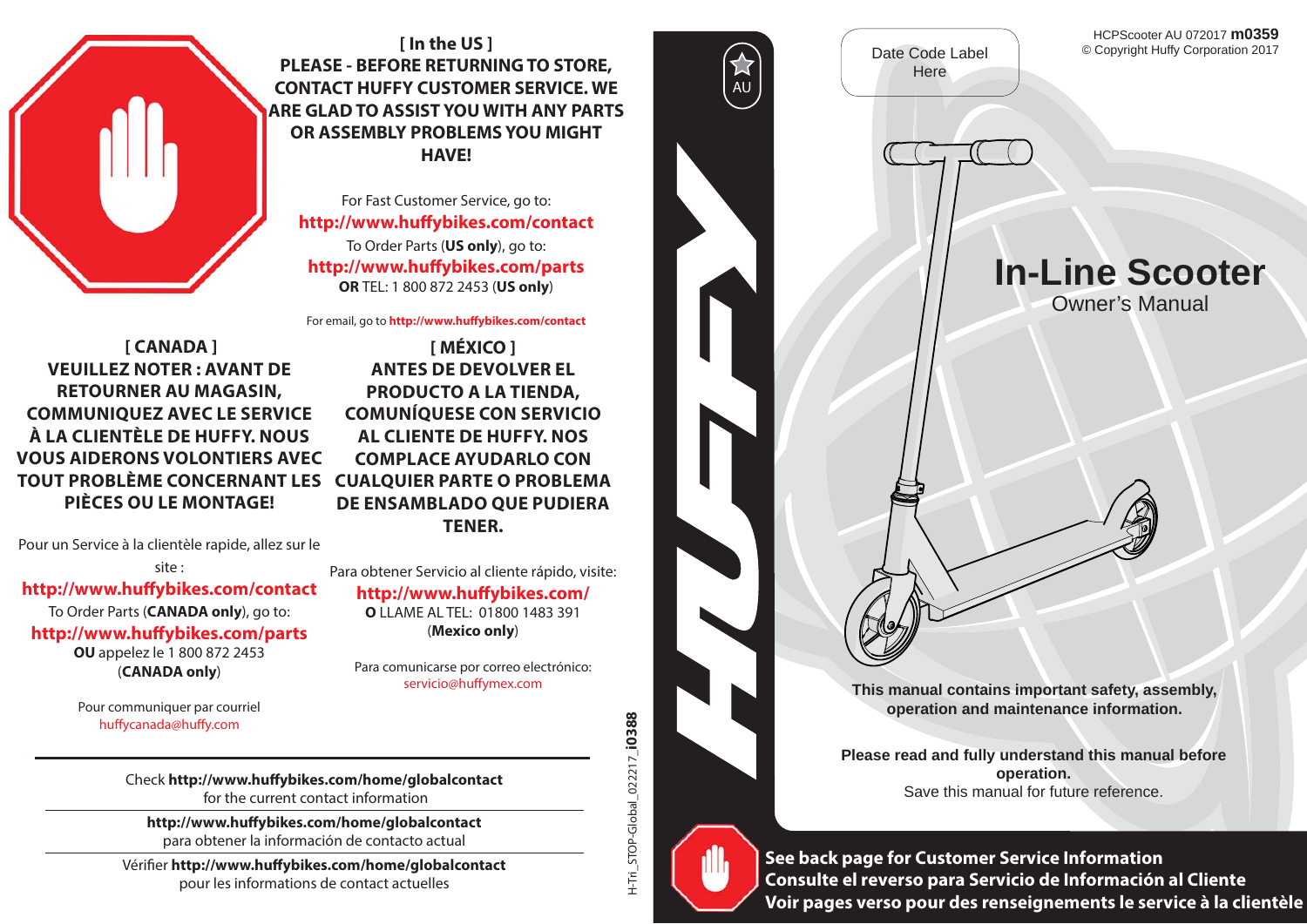**[ In the US ]**
**PLEASE - BEFORE RETURNING TO STORE, CONTACT HUFFY CUSTOMER SERVICE. WE ARE GLAD TO ASSIST YOU WITH ANY PARTS OR ASSEMBLY PROBLEMS YOU MIGHT HAVE!**

For Fast Customer Service, go to:
**http://www.huffybikes.com/contact**
To Order Parts (**US only**), go to:
**http://www.huffybikes.com/parts**
**OR** TEL: 1 800 872 2453 (**US only**)

For email, go to **http://www.huffybikes.com/contact**

**[ CANADA ]**
**VEUILLEZ NOTER : AVANT DE RETOURNER AU MAGASIN, COMMUNIQUEZ AVEC LE SERVICE À LA CLIENTÈLE DE HUFFY. NOUS VOUS AIDERONS VOLONTIERS AVEC TOUT PROBLÈME CONCERNANT LES PIÈCES OU LE MONTAGE!**

Pour un Service à la clientèle rapide, allez sur le site :
**http://www.huffybikes.com/contact**
To Order Parts (**CANADA only**), go to:
**http://www.huffybikes.com/parts**
**OU** appelez le 1 800 872 2453
(**CANADA only**)

Pour communiquer par courriel
huffycanada@huffy.com

**[ MÉXICO ]**
**ANTES DE DEVOLVER EL PRODUCTO A LA TIENDA, COMUNÍQUESE CON SERVICIO AL CLIENTE DE HUFFY. NOS COMPLACE AYUDARLO CON CUALQUIER PARTE O PROBLEMA DE ENSAMBLADO QUE PUDIERA TENER.**

Para obtener Servicio al cliente rápido, visite:
**http://www.huffybikes.com/**
**O** LLAME AL TEL: 01800 1483 391
(**Mexico only**)

Para comunicarse por correo electrónico:
servicio@huffymex.com

Check **http://www.huffybikes.com/home/globalcontact** for the current contact information

**http://www.huffybikes.com/home/globalcontact** para obtener la información de contacto actual

Vérifier **http://www.huffybikes.com/home/globalcontact** pour les informations de contact actuelles

H-Tri_STOP-Global_022217_**i0388**

HUFFY

AU

Date Code Label Here

HCPScooter AU 072017 **m0359**
© Copyright Huffy Corporation 2017

# In-Line Scooter

## Owner's Manual

**This manual contains important safety, assembly, operation and maintenance information.**

**Please read and fully understand this manual before operation.**
Save this manual for future reference.

**See back page for Customer Service Information**
**Consulte el reverso para Servicio de Información al Cliente**
**Voir pages verso pour des renseignements le service à la clientèle**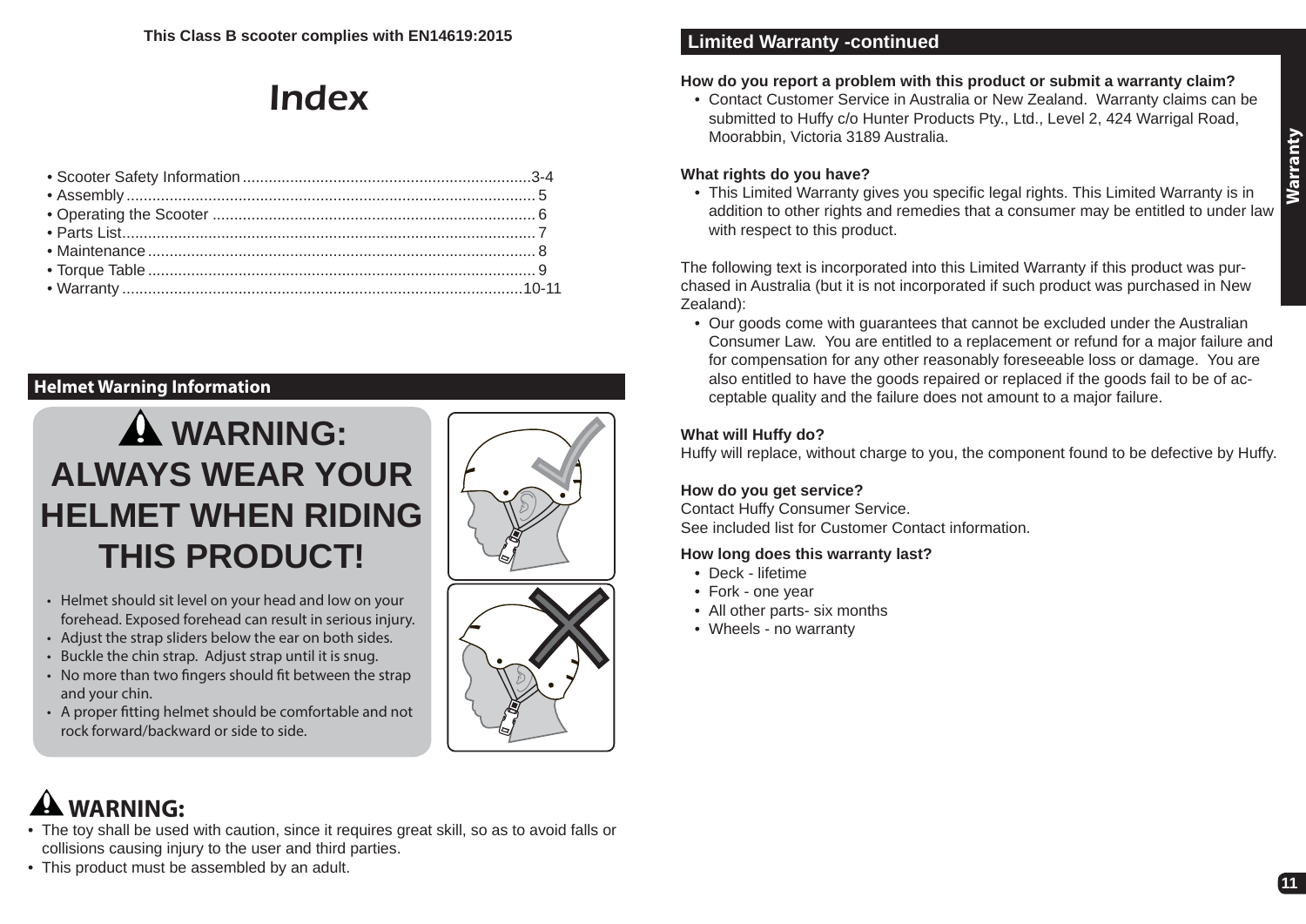This Class B scooter complies with EN14619:2015

# Index

- Scooter Safety Information ..................................................................3-4
- Assembly ............................................................................................. 5
- Operating the Scooter .......................................................................... 6
- Parts List............................................................................................... 7
- Maintenance ......................................................................................... 8
- Torque Table ......................................................................................... 9
- Warranty ............................................................................................10-11

## Helmet Warning Information

**WARNING: ALWAYS WEAR YOUR HELMET WHEN RIDING THIS PRODUCT!**

- Helmet should sit level on your head and low on your forehead. Exposed forehead can result in serious injury.
- Adjust the strap sliders below the ear on both sides.
- Buckle the chin strap. Adjust strap until it is snug.
- No more than two fingers should fit between the strap and your chin.
- A proper fitting helmet should be comfortable and not rock forward/backward or side to side.

**WARNING:**

- The toy shall be used with caution, since it requires great skill, so as to avoid falls or collisions causing injury to the user and third parties.
- This product must be assembled by an adult.

## Limited Warranty -continued

**How do you report a problem with this product or submit a warranty claim?**

- Contact Customer Service in Australia or New Zealand. Warranty claims can be submitted to Huffy c/o Hunter Products Pty., Ltd., Level 2, 424 Warrigal Road, Moorabbin, Victoria 3189 Australia.

**What rights do you have?**

- This Limited Warranty gives you specific legal rights. This Limited Warranty is in addition to other rights and remedies that a consumer may be entitled to under law with respect to this product.

The following text is incorporated into this Limited Warranty if this product was purchased in Australia (but it is not incorporated if such product was purchased in New Zealand):

- Our goods come with guarantees that cannot be excluded under the Australian Consumer Law. You are entitled to a replacement or refund for a major failure and for compensation for any other reasonably foreseeable loss or damage. You are also entitled to have the goods repaired or replaced if the goods fail to be of acceptable quality and the failure does not amount to a major failure.

**What will Huffy do?**

Huffy will replace, without charge to you, the component found to be defective by Huffy.

**How do you get service?**

Contact Huffy Consumer Service.
See included list for Customer Contact information.

**How long does this warranty last?**

- Deck - lifetime
- Fork - one year
- All other parts- six months
- Wheels - no warranty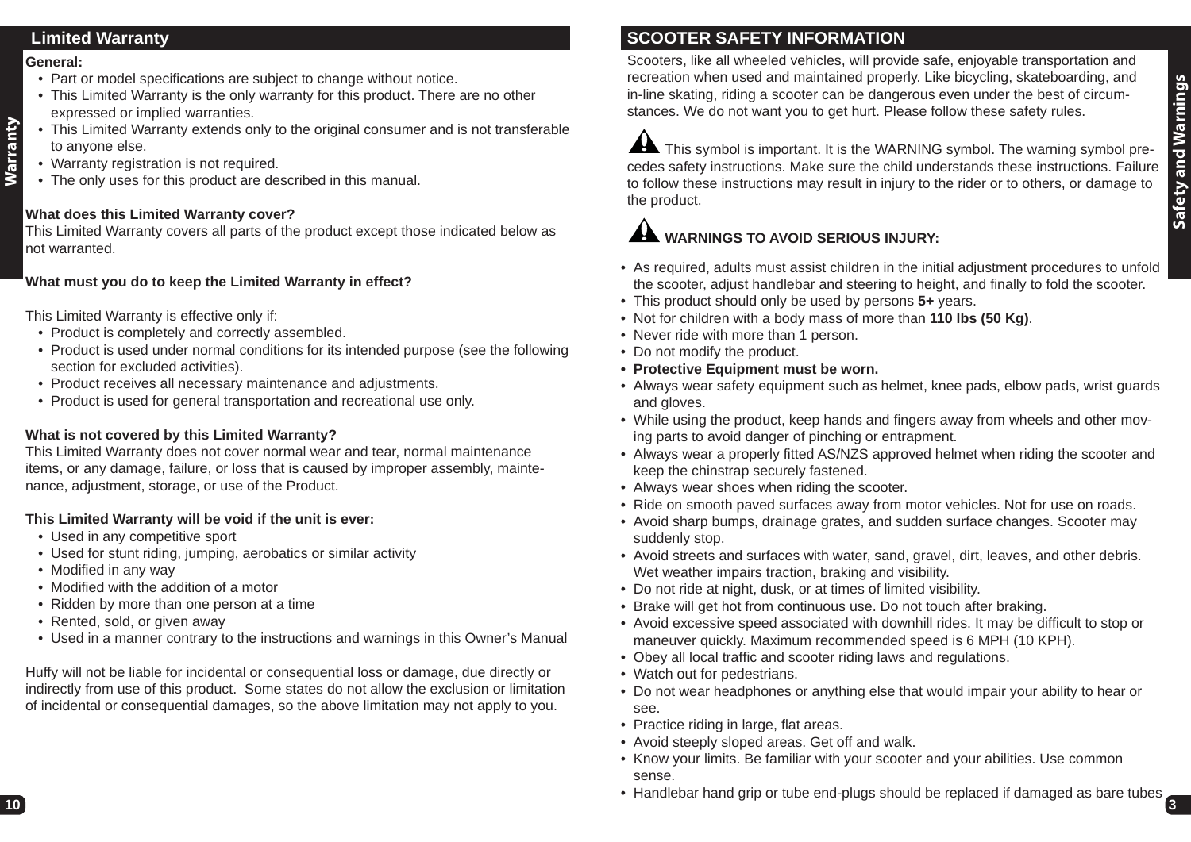## Limited Warranty

**General:**

- Part or model specifications are subject to change without notice.
- This Limited Warranty is the only warranty for this product. There are no other expressed or implied warranties.
- This Limited Warranty extends only to the original consumer and is not transferable to anyone else.
- Warranty registration is not required.
- The only uses for this product are described in this manual.

**What does this Limited Warranty cover?**

This Limited Warranty covers all parts of the product except those indicated below as not warranted.

**What must you do to keep the Limited Warranty in effect?**

This Limited Warranty is effective only if:

- Product is completely and correctly assembled.
- Product is used under normal conditions for its intended purpose (see the following section for excluded activities).
- Product receives all necessary maintenance and adjustments.
- Product is used for general transportation and recreational use only.

**What is not covered by this Limited Warranty?**

This Limited Warranty does not cover normal wear and tear, normal maintenance items, or any damage, failure, or loss that is caused by improper assembly, maintenance, adjustment, storage, or use of the Product.

**This Limited Warranty will be void if the unit is ever:**

- Used in any competitive sport
- Used for stunt riding, jumping, aerobatics or similar activity
- Modified in any way
- Modified with the addition of a motor
- Ridden by more than one person at a time
- Rented, sold, or given away
- Used in a manner contrary to the instructions and warnings in this Owner's Manual

Huffy will not be liable for incidental or consequential loss or damage, due directly or indirectly from use of this product. Some states do not allow the exclusion or limitation of incidental or consequential damages, so the above limitation may not apply to you.

## SCOOTER SAFETY INFORMATION

Scooters, like all wheeled vehicles, will provide safe, enjoyable transportation and recreation when used and maintained properly. Like bicycling, skateboarding, and in-line skating, riding a scooter can be dangerous even under the best of circumstances. We do not want you to get hurt. Please follow these safety rules.

⚠ This symbol is important. It is the WARNING symbol. The warning symbol precedes safety instructions. Make sure the child understands these instructions. Failure to follow these instructions may result in injury to the rider or to others, or damage to the product.

### ⚠ WARNINGS TO AVOID SERIOUS INJURY:

- As required, adults must assist children in the initial adjustment procedures to unfold the scooter, adjust handlebar and steering to height, and finally to fold the scooter.
- This product should only be used by persons **5+** years.
- Not for children with a body mass of more than **110 lbs (50 Kg)**.
- Never ride with more than 1 person.
- Do not modify the product.
- **Protective Equipment must be worn.**
- Always wear safety equipment such as helmet, knee pads, elbow pads, wrist guards and gloves.
- While using the product, keep hands and fingers away from wheels and other moving parts to avoid danger of pinching or entrapment.
- Always wear a properly fitted AS/NZS approved helmet when riding the scooter and keep the chinstrap securely fastened.
- Always wear shoes when riding the scooter.
- Ride on smooth paved surfaces away from motor vehicles. Not for use on roads.
- Avoid sharp bumps, drainage grates, and sudden surface changes. Scooter may suddenly stop.
- Avoid streets and surfaces with water, sand, gravel, dirt, leaves, and other debris. Wet weather impairs traction, braking and visibility.
- Do not ride at night, dusk, or at times of limited visibility.
- Brake will get hot from continuous use. Do not touch after braking.
- Avoid excessive speed associated with downhill rides. It may be difficult to stop or maneuver quickly. Maximum recommended speed is 6 MPH (10 KPH).
- Obey all local traffic and scooter riding laws and regulations.
- Watch out for pedestrians.
- Do not wear headphones or anything else that would impair your ability to hear or see.
- Practice riding in large, flat areas.
- Avoid steeply sloped areas. Get off and walk.
- Know your limits. Be familiar with your scooter and your abilities. Use common sense.
- Handlebar hand grip or tube end-plugs should be replaced if damaged as bare tubes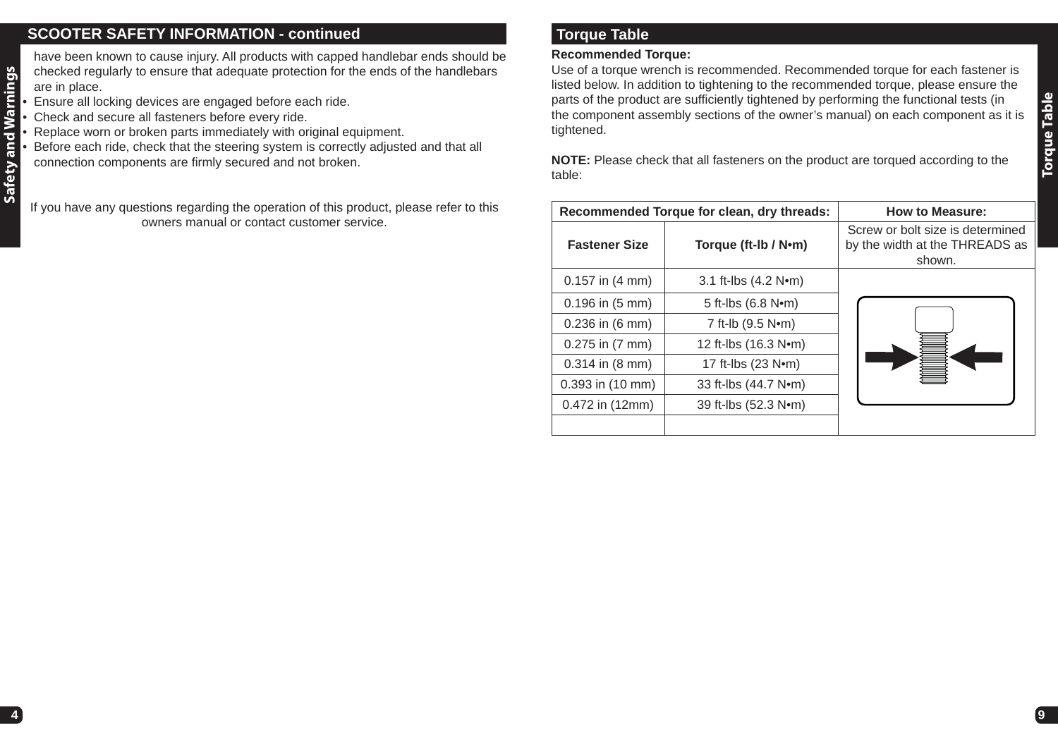## SCOOTER SAFETY INFORMATION - continued

have been known to cause injury. All products with capped handlebar ends should be checked regularly to ensure that adequate protection for the ends of the handlebars are in place.

- Ensure all locking devices are engaged before each ride.
- Check and secure all fasteners before every ride.
- Replace worn or broken parts immediately with original equipment.
- Before each ride, check that the steering system is correctly adjusted and that all connection components are firmly secured and not broken.

If you have any questions regarding the operation of this product, please refer to this owners manual or contact customer service.

## Torque Table

**Recommended Torque:**
Use of a torque wrench is recommended. Recommended torque for each fastener is listed below. In addition to tightening to the recommended torque, please ensure the parts of the product are sufficiently tightened by performing the functional tests (in the component assembly sections of the owner's manual) on each component as it is tightened.

**NOTE:** Please check that all fasteners on the product are torqued according to the table:

| Recommended Torque for clean, dry threads: | | How to Measure: |
|---|---|---|
| **Fastener Size** | **Torque (ft-lb / N•m)** | Screw or bolt size is determined by the width at the THREADS as shown. |
| 0.157 in (4 mm) | 3.1 ft-lbs (4.2 N•m) | |
| 0.196 in (5 mm) | 5 ft-lbs (6.8 N•m) | |
| 0.236 in (6 mm) | 7 ft-lb (9.5 N•m) | |
| 0.275 in (7 mm) | 12 ft-lbs (16.3 N•m) | |
| 0.314 in (8 mm) | 17 ft-lbs (23 N•m) | |
| 0.393 in (10 mm) | 33 ft-lbs (44.7 N•m) | |
| 0.472 in (12mm) | 39 ft-lbs (52.3 N•m) | |
| | | |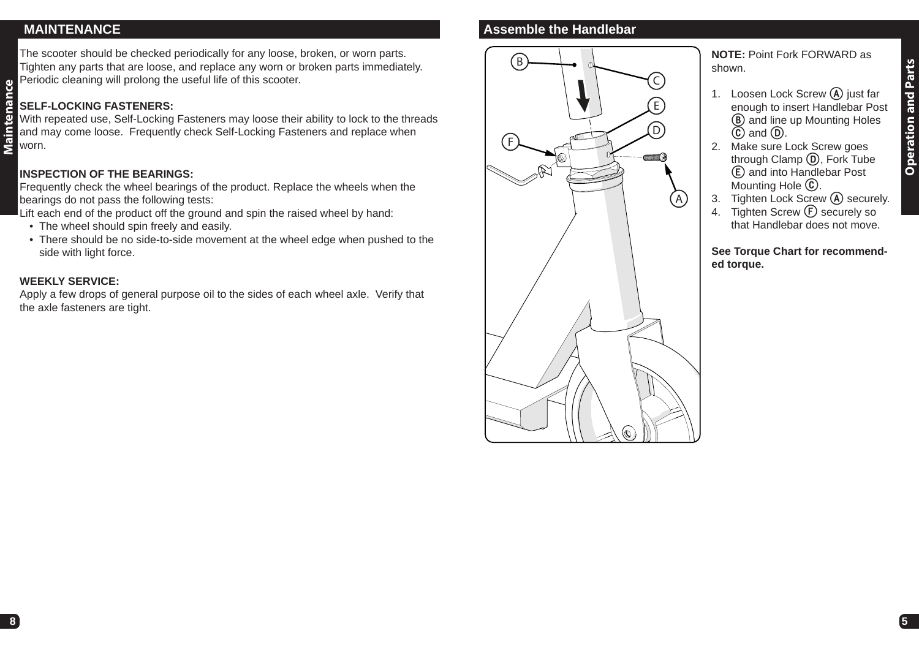## MAINTENANCE

The scooter should be checked periodically for any loose, broken, or worn parts. Tighten any parts that are loose, and replace any worn or broken parts immediately. Periodic cleaning will prolong the useful life of this scooter.

**SELF-LOCKING FASTENERS:**

With repeated use, Self-Locking Fasteners may loose their ability to lock to the threads and may come loose. Frequently check Self-Locking Fasteners and replace when worn.

**INSPECTION OF THE BEARINGS:**

Frequently check the wheel bearings of the product. Replace the wheels when the bearings do not pass the following tests:

Lift each end of the product off the ground and spin the raised wheel by hand:

- The wheel should spin freely and easily.
- There should be no side-to-side movement at the wheel edge when pushed to the side with light force.

**WEEKLY SERVICE:**

Apply a few drops of general purpose oil to the sides of each wheel axle. Verify that the axle fasteners are tight.

## Assemble the Handlebar

**NOTE:** Point Fork FORWARD as shown.

1. Loosen Lock Screw (A) just far enough to insert Handlebar Post (B) and line up Mounting Holes (C) and (D).
2. Make sure Lock Screw goes through Clamp (D), Fork Tube (E) and into Handlebar Post Mounting Hole (C).
3. Tighten Lock Screw (A) securely.
4. Tighten Screw (F) securely so that Handlebar does not move.

**See Torque Chart for recommended torque.**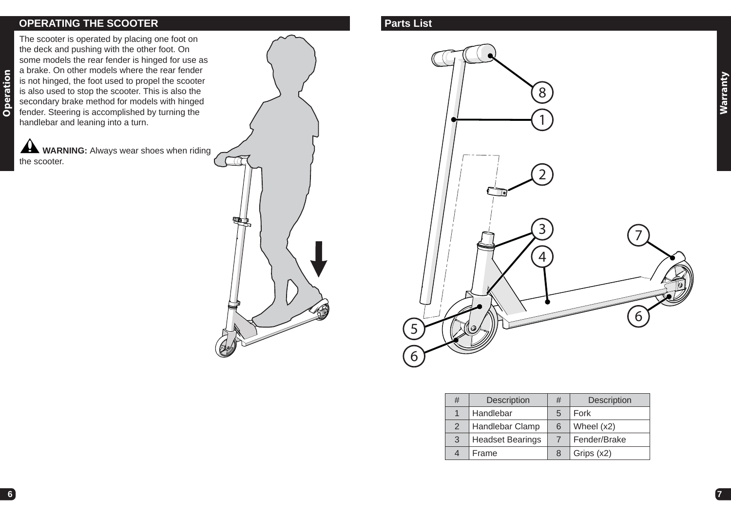## OPERATING THE SCOOTER

The scooter is operated by placing one foot on the deck and pushing with the other foot. On some models the rear fender is hinged for use as a brake. On other models where the rear fender is not hinged, the foot used to propel the scooter is also used to stop the scooter. This is also the secondary brake method for models with hinged fender. Steering is accomplished by turning the handlebar and leaning into a turn.

**WARNING:** Always wear shoes when riding the scooter.

## Parts List

| # | Description | # | Description |
|---|---|---|---|
| 1 | Handlebar | 5 | Fork |
| 2 | Handlebar Clamp | 6 | Wheel (x2) |
| 3 | Headset Bearings | 7 | Fender/Brake |
| 4 | Frame | 8 | Grips (x2) |